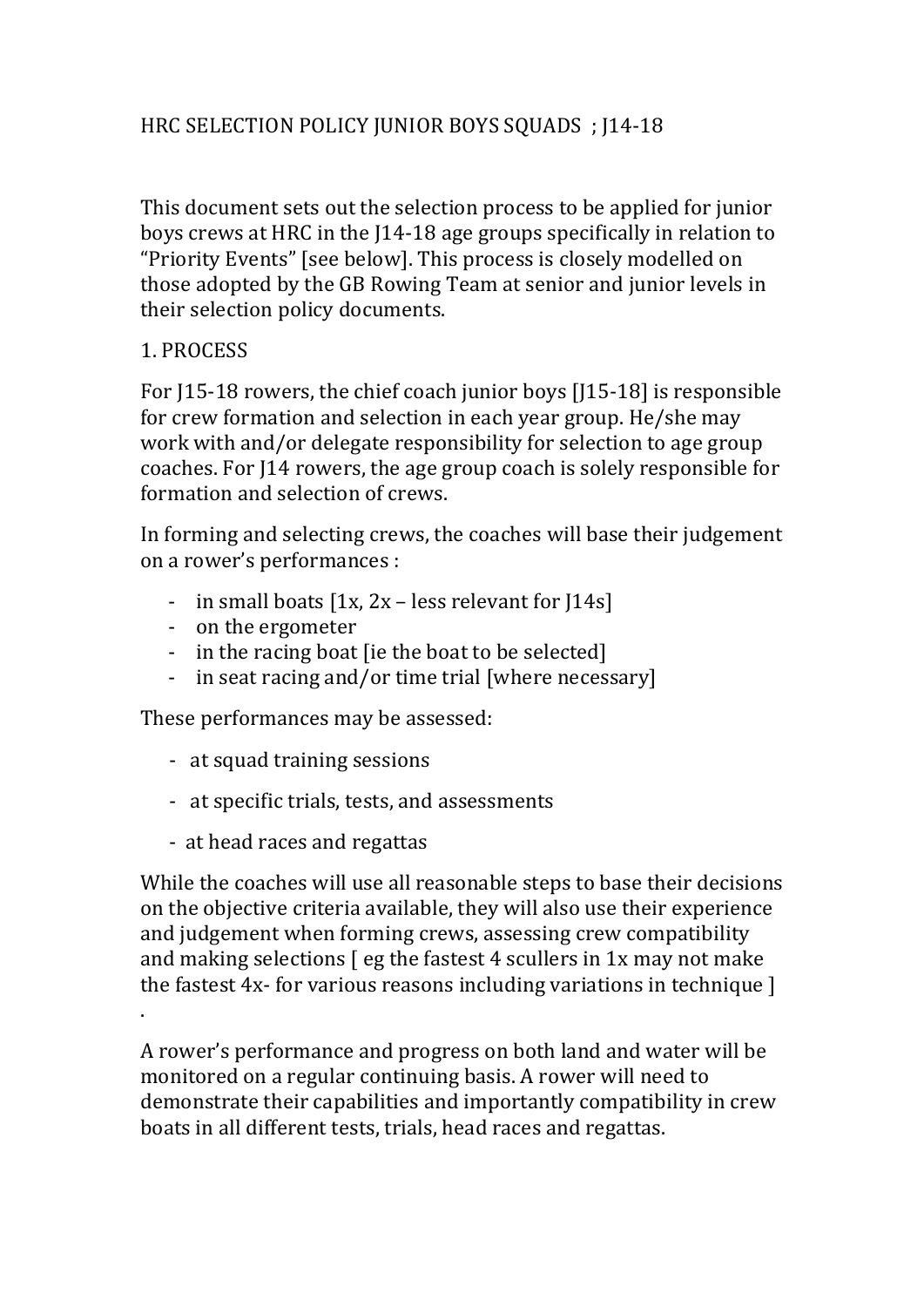# HRC SELECTION POLICY JUNIOR BOYS SQUADS ; J14-18

This document sets out the selection process to be applied for junior boys crews at HRC in the J14-18 age groups specifically in relation to "Priority Events" [see below]. This process is closely modelled on those adopted by the GB Rowing Team at senior and junior levels in their selection policy documents.

## 1. PROCESS

For J15-18 rowers, the chief coach junior boys [J15-18] is responsible for crew formation and selection in each year group. He/she may work with and/or delegate responsibility for selection to age group coaches. For J14 rowers, the age group coach is solely responsible for formation and selection of crews.

In forming and selecting crews, the coaches will base their judgement on a rower's performances :

- in small boats [1x, 2x – less relevant for J14s]
- on the ergometer
- in the racing boat [ie the boat to be selected]
- in seat racing and/or time trial [where necessary]

These performances may be assessed:

- at squad training sessions
- at specific trials, tests, and assessments
- at head races and regattas

While the coaches will use all reasonable steps to base their decisions on the objective criteria available, they will also use their experience and judgement when forming crews, assessing crew compatibility and making selections [ eg the fastest 4 scullers in 1x may not make the fastest 4x- for various reasons including variations in technique ] .

A rower's performance and progress on both land and water will be monitored on a regular continuing basis. A rower will need to demonstrate their capabilities and importantly compatibility in crew boats in all different tests, trials, head races and regattas.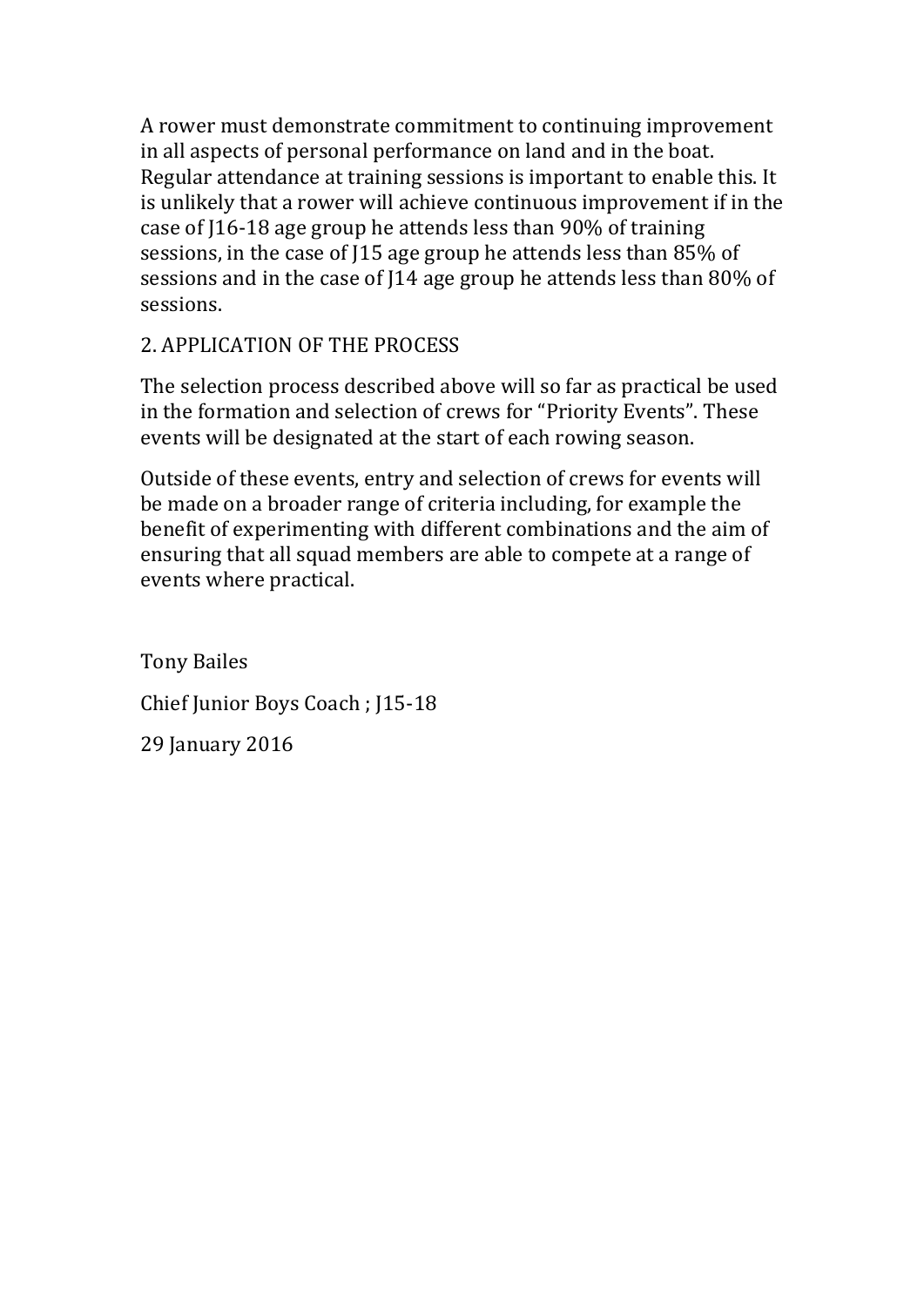A rower must demonstrate commitment to continuing improvement in all aspects of personal performance on land and in the boat. Regular attendance at training sessions is important to enable this. It is unlikely that a rower will achieve continuous improvement if in the case of J16-18 age group he attends less than 90% of training sessions, in the case of J15 age group he attends less than 85% of sessions and in the case of J14 age group he attends less than 80% of sessions.

## 2. APPLICATION OF THE PROCESS

The selection process described above will so far as practical be used in the formation and selection of crews for "Priority Events". These events will be designated at the start of each rowing season.

Outside of these events, entry and selection of crews for events will be made on a broader range of criteria including, for example the benefit of experimenting with different combinations and the aim of ensuring that all squad members are able to compete at a range of events where practical.

Tony Bailes

Chief Junior Boys Coach ; J15-18

29 January 2016